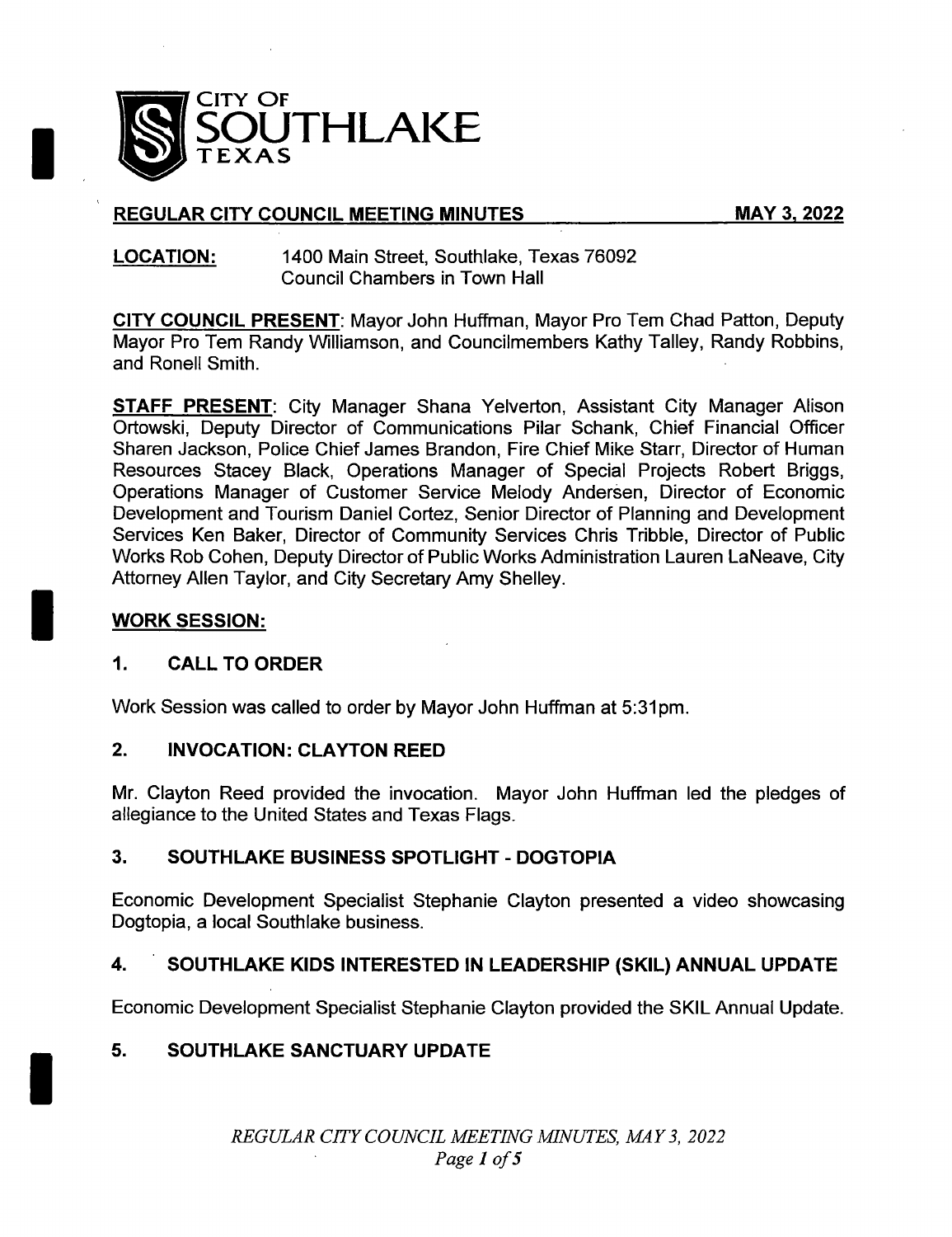# CITY OF SOUTHLAKE TEXAS

## REGULAR CITY COUNCIL MEETING MINUTES — MAY 3, 2022

**LOCATION:** 1400 Main Street, Southlake, Texas 76092
Council Chambers in Town Hall

**CITY COUNCIL PRESENT**: Mayor John Huffman, Mayor Pro Tem Chad Patton, Deputy Mayor Pro Tem Randy Williamson, and Councilmembers Kathy Talley, Randy Robbins, and Ronell Smith.

**STAFF PRESENT**: City Manager Shana Yelverton, Assistant City Manager Alison Ortowski, Deputy Director of Communications Pilar Schank, Chief Financial Officer Sharen Jackson, Police Chief James Brandon, Fire Chief Mike Starr, Director of Human Resources Stacey Black, Operations Manager of Special Projects Robert Briggs, Operations Manager of Customer Service Melody Andersen, Director of Economic Development and Tourism Daniel Cortez, Senior Director of Planning and Development Services Ken Baker, Director of Community Services Chris Tribble, Director of Public Works Rob Cohen, Deputy Director of Public Works Administration Lauren LaNeave, City Attorney Allen Taylor, and City Secretary Amy Shelley.

## WORK SESSION:

### 1. CALL TO ORDER

Work Session was called to order by Mayor John Huffman at 5:31pm.

### 2. INVOCATION: CLAYTON REED

Mr. Clayton Reed provided the invocation. Mayor John Huffman led the pledges of allegiance to the United States and Texas Flags.

### 3. SOUTHLAKE BUSINESS SPOTLIGHT - DOGTOPIA

Economic Development Specialist Stephanie Clayton presented a video showcasing Dogtopia, a local Southlake business.

### 4. SOUTHLAKE KIDS INTERESTED IN LEADERSHIP (SKIL) ANNUAL UPDATE

Economic Development Specialist Stephanie Clayton provided the SKIL Annual Update.

### 5. SOUTHLAKE SANCTUARY UPDATE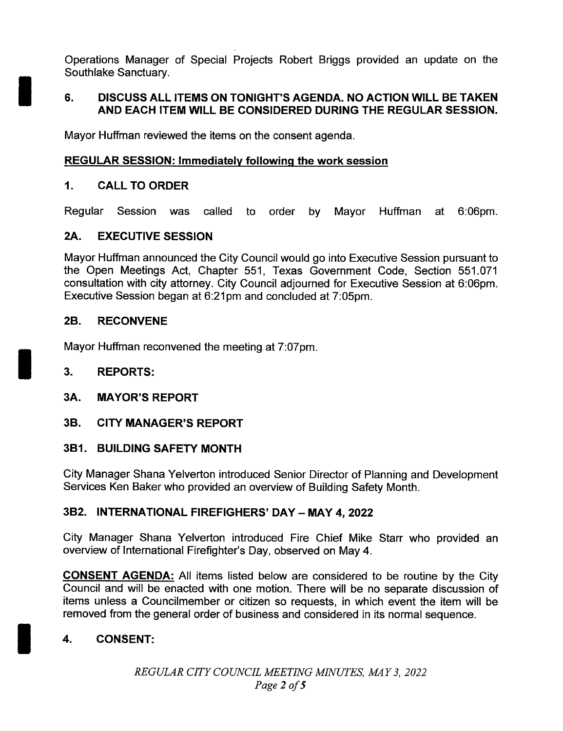Operations Manager of Special Projects Robert Briggs provided an update on the Southlake Sanctuary.

## 6. DISCUSS ALL ITEMS ON TONIGHT'S AGENDA. NO ACTION WILL BE TAKEN AND EACH ITEM WILL BE CONSIDERED DURING THE REGULAR SESSION.

Mayor Huffman reviewed the items on the consent agenda.

**REGULAR SESSION: Immediately following the work session**

## 1. CALL TO ORDER

Regular Session was called to order by Mayor Huffman at 6:06pm.

## 2A. EXECUTIVE SESSION

Mayor Huffman announced the City Council would go into Executive Session pursuant to the Open Meetings Act, Chapter 551, Texas Government Code, Section 551.071 consultation with city attorney. City Council adjourned for Executive Session at 6:06pm. Executive Session began at 6:21pm and concluded at 7:05pm.

## 2B. RECONVENE

Mayor Huffman reconvened the meeting at 7:07pm.

## 3. REPORTS:

## 3A. MAYOR'S REPORT

## 3B. CITY MANAGER'S REPORT

## 3B1. BUILDING SAFETY MONTH

City Manager Shana Yelverton introduced Senior Director of Planning and Development Services Ken Baker who provided an overview of Building Safety Month.

## 3B2. INTERNATIONAL FIREFIGHTERS' DAY – MAY 4, 2022

City Manager Shana Yelverton introduced Fire Chief Mike Starr who provided an overview of International Firefighter's Day, observed on May 4.

**CONSENT AGENDA:** All items listed below are considered to be routine by the City Council and will be enacted with one motion. There will be no separate discussion of items unless a Councilmember or citizen so requests, in which event the item will be removed from the general order of business and considered in its normal sequence.

## 4. CONSENT: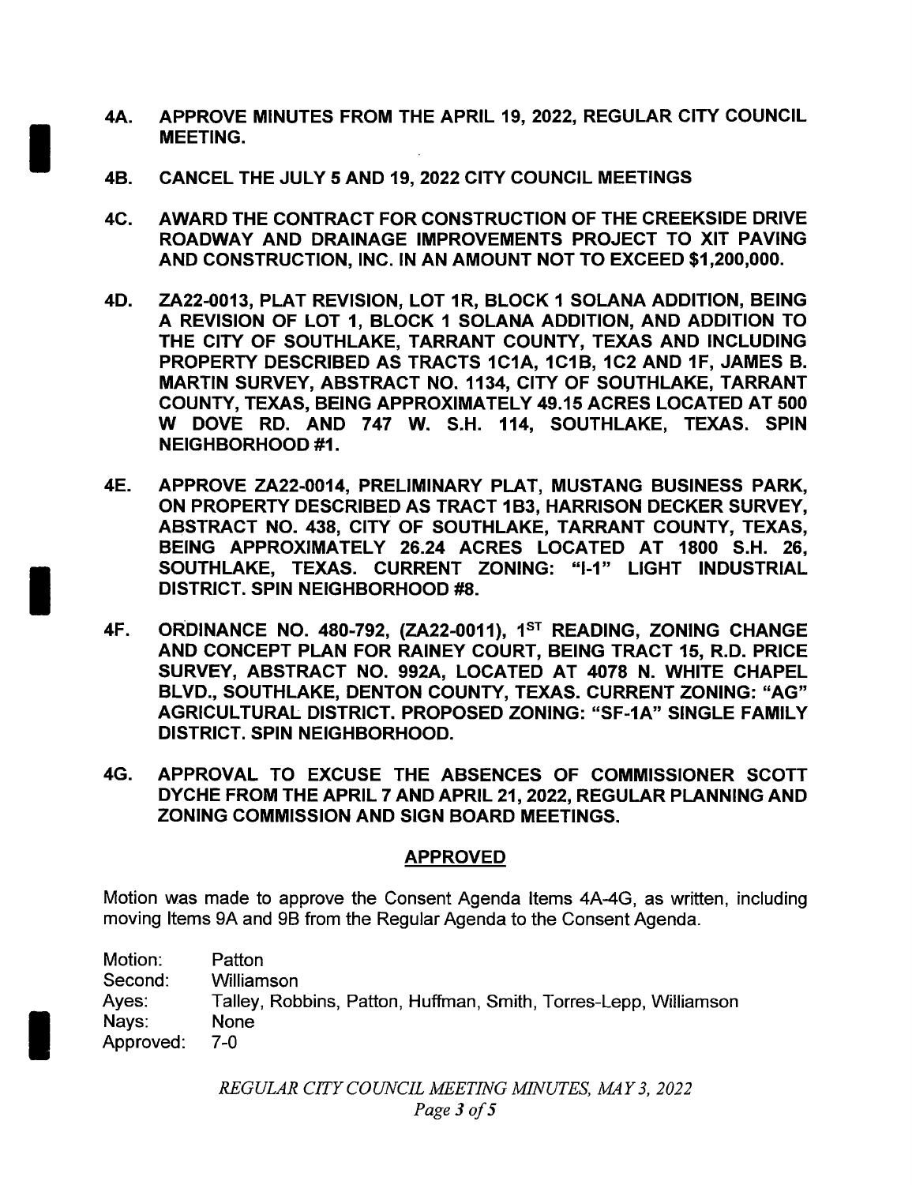**4A. APPROVE MINUTES FROM THE APRIL 19, 2022, REGULAR CITY COUNCIL MEETING.**

**4B. CANCEL THE JULY 5 AND 19, 2022 CITY COUNCIL MEETINGS**

**4C. AWARD THE CONTRACT FOR CONSTRUCTION OF THE CREEKSIDE DRIVE ROADWAY AND DRAINAGE IMPROVEMENTS PROJECT TO XIT PAVING AND CONSTRUCTION, INC. IN AN AMOUNT NOT TO EXCEED $1,200,000.**

**4D. ZA22-0013, PLAT REVISION, LOT 1R, BLOCK 1 SOLANA ADDITION, BEING A REVISION OF LOT 1, BLOCK 1 SOLANA ADDITION, AND ADDITION TO THE CITY OF SOUTHLAKE, TARRANT COUNTY, TEXAS AND INCLUDING PROPERTY DESCRIBED AS TRACTS 1C1A, 1C1B, 1C2 AND 1F, JAMES B. MARTIN SURVEY, ABSTRACT NO. 1134, CITY OF SOUTHLAKE, TARRANT COUNTY, TEXAS, BEING APPROXIMATELY 49.15 ACRES LOCATED AT 500 W DOVE RD. AND 747 W. S.H. 114, SOUTHLAKE, TEXAS. SPIN NEIGHBORHOOD #1.**

**4E. APPROVE ZA22-0014, PRELIMINARY PLAT, MUSTANG BUSINESS PARK, ON PROPERTY DESCRIBED AS TRACT 1B3, HARRISON DECKER SURVEY, ABSTRACT NO. 438, CITY OF SOUTHLAKE, TARRANT COUNTY, TEXAS, BEING APPROXIMATELY 26.24 ACRES LOCATED AT 1800 S.H. 26, SOUTHLAKE, TEXAS. CURRENT ZONING: "I-1" LIGHT INDUSTRIAL DISTRICT. SPIN NEIGHBORHOOD #8.**

**4F. ORDINANCE NO. 480-792, (ZA22-0011), 1ST READING, ZONING CHANGE AND CONCEPT PLAN FOR RAINEY COURT, BEING TRACT 15, R.D. PRICE SURVEY, ABSTRACT NO. 992A, LOCATED AT 4078 N. WHITE CHAPEL BLVD., SOUTHLAKE, DENTON COUNTY, TEXAS. CURRENT ZONING: "AG" AGRICULTURAL DISTRICT. PROPOSED ZONING: "SF-1A" SINGLE FAMILY DISTRICT. SPIN NEIGHBORHOOD.**

**4G. APPROVAL TO EXCUSE THE ABSENCES OF COMMISSIONER SCOTT DYCHE FROM THE APRIL 7 AND APRIL 21, 2022, REGULAR PLANNING AND ZONING COMMISSION AND SIGN BOARD MEETINGS.**

**APPROVED**

Motion was made to approve the Consent Agenda Items 4A-4G, as written, including moving Items 9A and 9B from the Regular Agenda to the Consent Agenda.

Motion: Patton
Second: Williamson
Ayes: Talley, Robbins, Patton, Huffman, Smith, Torres-Lepp, Williamson
Nays: None
Approved: 7-0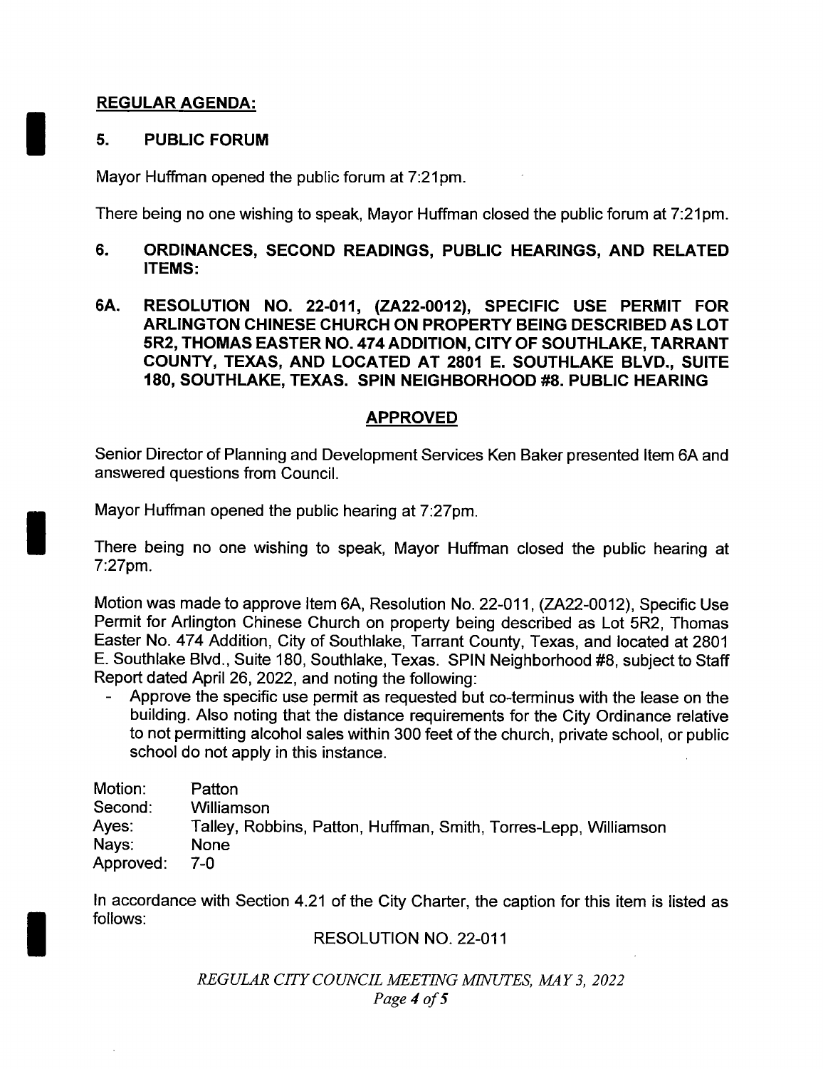## REGULAR AGENDA:

### 5. PUBLIC FORUM

Mayor Huffman opened the public forum at 7:21pm.

There being no one wishing to speak, Mayor Huffman closed the public forum at 7:21pm.

### 6. ORDINANCES, SECOND READINGS, PUBLIC HEARINGS, AND RELATED ITEMS:

### 6A. RESOLUTION NO. 22-011, (ZA22-0012), SPECIFIC USE PERMIT FOR ARLINGTON CHINESE CHURCH ON PROPERTY BEING DESCRIBED AS LOT 5R2, THOMAS EASTER NO. 474 ADDITION, CITY OF SOUTHLAKE, TARRANT COUNTY, TEXAS, AND LOCATED AT 2801 E. SOUTHLAKE BLVD., SUITE 180, SOUTHLAKE, TEXAS. SPIN NEIGHBORHOOD #8. PUBLIC HEARING

**APPROVED**

Senior Director of Planning and Development Services Ken Baker presented Item 6A and answered questions from Council.

Mayor Huffman opened the public hearing at 7:27pm.

There being no one wishing to speak, Mayor Huffman closed the public hearing at 7:27pm.

Motion was made to approve Item 6A, Resolution No. 22-011, (ZA22-0012), Specific Use Permit for Arlington Chinese Church on property being described as Lot 5R2, Thomas Easter No. 474 Addition, City of Southlake, Tarrant County, Texas, and located at 2801 E. Southlake Blvd., Suite 180, Southlake, Texas. SPIN Neighborhood #8, subject to Staff Report dated April 26, 2022, and noting the following:

- Approve the specific use permit as requested but co-terminus with the lease on the building. Also noting that the distance requirements for the City Ordinance relative to not permitting alcohol sales within 300 feet of the church, private school, or public school do not apply in this instance.

Motion: Patton
Second: Williamson
Ayes: Talley, Robbins, Patton, Huffman, Smith, Torres-Lepp, Williamson
Nays: None
Approved: 7-0

In accordance with Section 4.21 of the City Charter, the caption for this item is listed as follows:

RESOLUTION NO. 22-011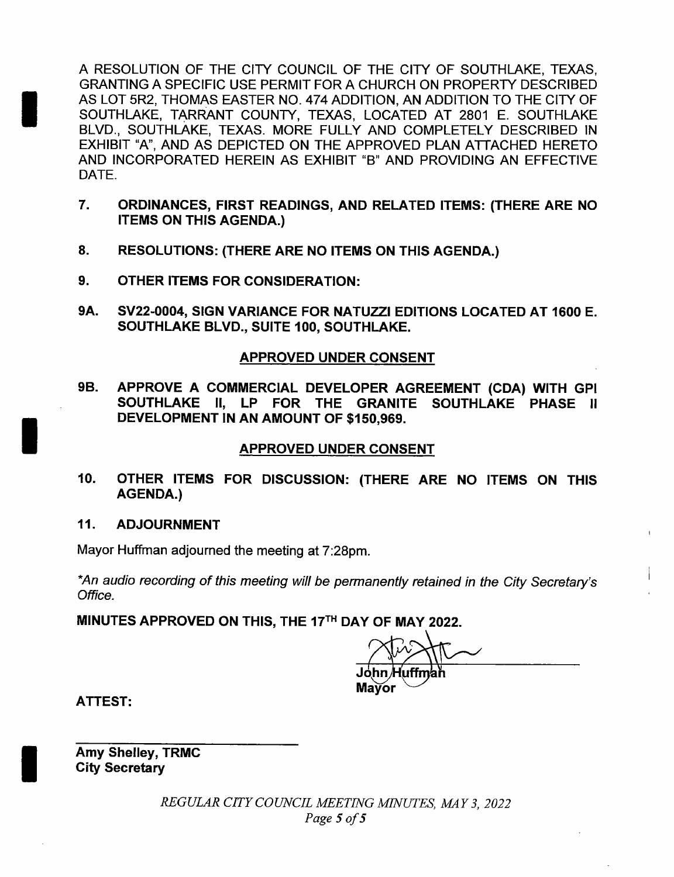A RESOLUTION OF THE CITY COUNCIL OF THE CITY OF SOUTHLAKE, TEXAS, GRANTING A SPECIFIC USE PERMIT FOR A CHURCH ON PROPERTY DESCRIBED AS LOT 5R2, THOMAS EASTER NO. 474 ADDITION, AN ADDITION TO THE CITY OF SOUTHLAKE, TARRANT COUNTY, TEXAS, LOCATED AT 2801 E. SOUTHLAKE BLVD., SOUTHLAKE, TEXAS. MORE FULLY AND COMPLETELY DESCRIBED IN EXHIBIT "A", AND AS DEPICTED ON THE APPROVED PLAN ATTACHED HERETO AND INCORPORATED HEREIN AS EXHIBIT "B" AND PROVIDING AN EFFECTIVE DATE.

**7. ORDINANCES, FIRST READINGS, AND RELATED ITEMS: (THERE ARE NO ITEMS ON THIS AGENDA.)**

**8. RESOLUTIONS: (THERE ARE NO ITEMS ON THIS AGENDA.)**

**9. OTHER ITEMS FOR CONSIDERATION:**

**9A. SV22-0004, SIGN VARIANCE FOR NATUZZI EDITIONS LOCATED AT 1600 E. SOUTHLAKE BLVD., SUITE 100, SOUTHLAKE.**

**APPROVED UNDER CONSENT**

**9B. APPROVE A COMMERCIAL DEVELOPER AGREEMENT (CDA) WITH GPI SOUTHLAKE II, LP FOR THE GRANITE SOUTHLAKE PHASE II DEVELOPMENT IN AN AMOUNT OF $150,969.**

**APPROVED UNDER CONSENT**

**10. OTHER ITEMS FOR DISCUSSION: (THERE ARE NO ITEMS ON THIS AGENDA.)**

**11. ADJOURNMENT**

Mayor Huffman adjourned the meeting at 7:28pm.

*\*An audio recording of this meeting will be permanently retained in the City Secretary's Office.*

**MINUTES APPROVED ON THIS, THE 17TH DAY OF MAY 2022.**

**John Huffman**
**Mayor**

**ATTEST:**

**Amy Shelley, TRMC**
**City Secretary**